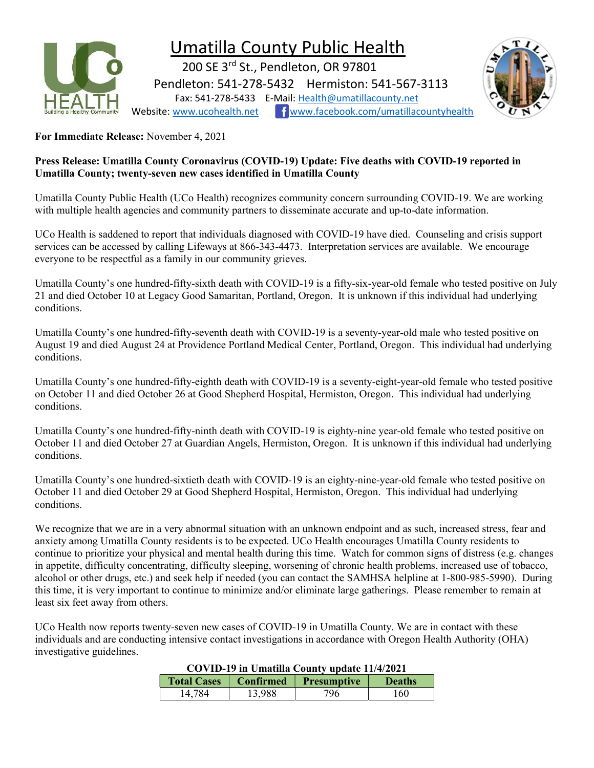# Umatilla County Public Health

200 SE 3rd St., Pendleton, OR 97801
Pendleton: 541-278-5432 Hermiston: 541-567-3113
Fax: 541-278-5433 E-Mail: Health@umatillacounty.net
Website: www.ucohealth.net www.facebook.com/umatillacountyhealth

**For Immediate Release:** November 4, 2021

**Press Release: Umatilla County Coronavirus (COVID-19) Update: Five deaths with COVID-19 reported in Umatilla County; twenty-seven new cases identified in Umatilla County**

Umatilla County Public Health (UCo Health) recognizes community concern surrounding COVID-19. We are working with multiple health agencies and community partners to disseminate accurate and up-to-date information.

UCo Health is saddened to report that individuals diagnosed with COVID-19 have died. Counseling and crisis support services can be accessed by calling Lifeways at 866-343-4473. Interpretation services are available. We encourage everyone to be respectful as a family in our community grieves.

Umatilla County's one hundred-fifty-sixth death with COVID-19 is a fifty-six-year-old female who tested positive on July 21 and died October 10 at Legacy Good Samaritan, Portland, Oregon. It is unknown if this individual had underlying conditions.

Umatilla County's one hundred-fifty-seventh death with COVID-19 is a seventy-year-old male who tested positive on August 19 and died August 24 at Providence Portland Medical Center, Portland, Oregon. This individual had underlying conditions.

Umatilla County's one hundred-fifty-eighth death with COVID-19 is a seventy-eight-year-old female who tested positive on October 11 and died October 26 at Good Shepherd Hospital, Hermiston, Oregon. This individual had underlying conditions.

Umatilla County's one hundred-fifty-ninth death with COVID-19 is eighty-nine year-old female who tested positive on October 11 and died October 27 at Guardian Angels, Hermiston, Oregon. It is unknown if this individual had underlying conditions.

Umatilla County's one hundred-sixtieth death with COVID-19 is an eighty-nine-year-old female who tested positive on October 11 and died October 29 at Good Shepherd Hospital, Hermiston, Oregon. This individual had underlying conditions.

We recognize that we are in a very abnormal situation with an unknown endpoint and as such, increased stress, fear and anxiety among Umatilla County residents is to be expected. UCo Health encourages Umatilla County residents to continue to prioritize your physical and mental health during this time. Watch for common signs of distress (e.g. changes in appetite, difficulty concentrating, difficulty sleeping, worsening of chronic health problems, increased use of tobacco, alcohol or other drugs, etc.) and seek help if needed (you can contact the SAMHSA helpline at 1-800-985-5990). During this time, it is very important to continue to minimize and/or eliminate large gatherings. Please remember to remain at least six feet away from others.

UCo Health now reports twenty-seven new cases of COVID-19 in Umatilla County. We are in contact with these individuals and are conducting intensive contact investigations in accordance with Oregon Health Authority (OHA) investigative guidelines.

**COVID-19 in Umatilla County update 11/4/2021**

| Total Cases | Confirmed | Presumptive | Deaths |
|---|---|---|---|
| 14,784 | 13,988 | 796 | 160 |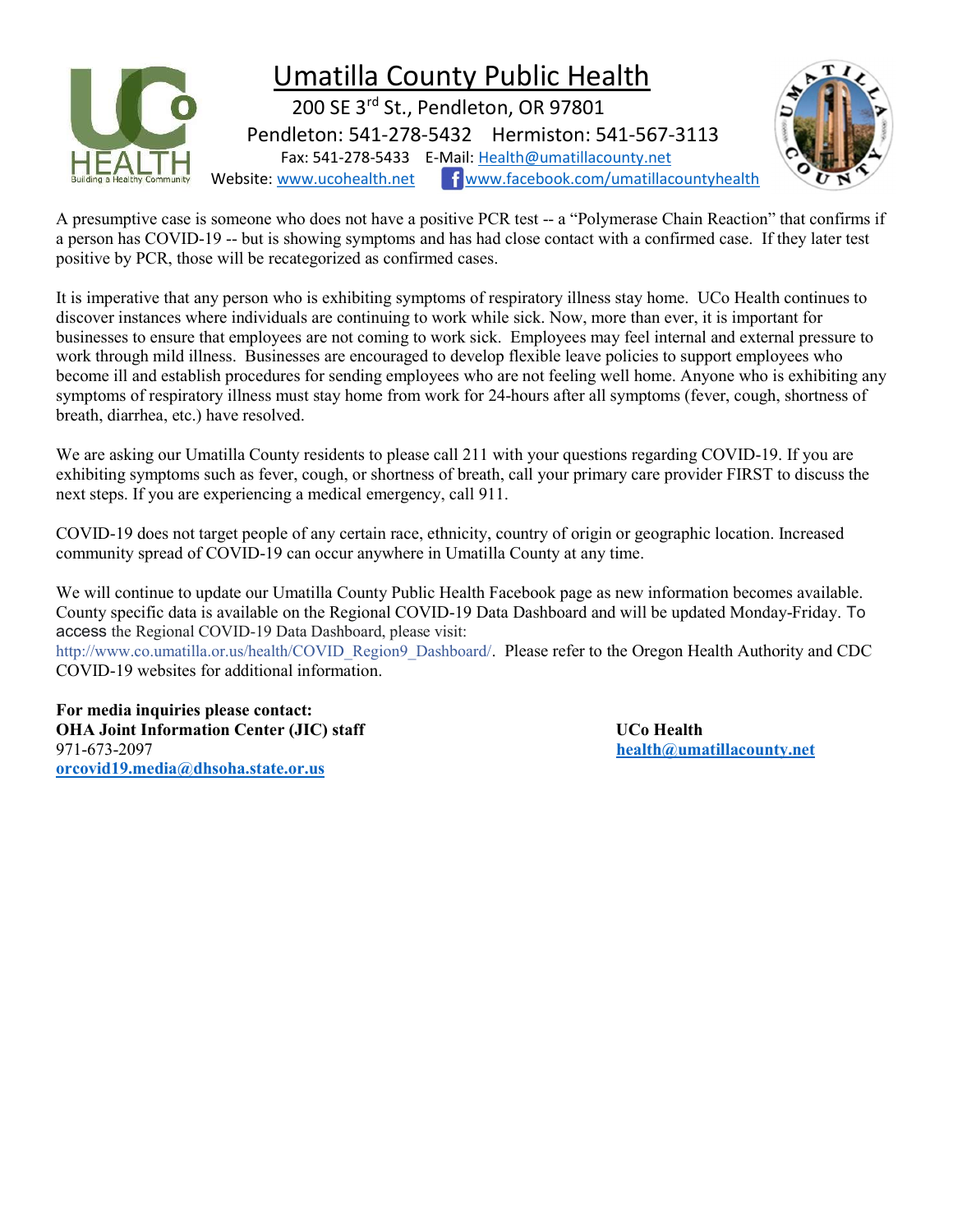# Umatilla County Public Health

200 SE 3rd St., Pendleton, OR 97801

Pendleton: 541-278-5432 Hermiston: 541-567-3113

Fax: 541-278-5433 E-Mail: Health@umatillacounty.net

Website: www.ucohealth.net www.facebook.com/umatillacountyhealth

A presumptive case is someone who does not have a positive PCR test -- a "Polymerase Chain Reaction" that confirms if a person has COVID-19 -- but is showing symptoms and has had close contact with a confirmed case. If they later test positive by PCR, those will be recategorized as confirmed cases.

It is imperative that any person who is exhibiting symptoms of respiratory illness stay home. UCo Health continues to discover instances where individuals are continuing to work while sick. Now, more than ever, it is important for businesses to ensure that employees are not coming to work sick. Employees may feel internal and external pressure to work through mild illness. Businesses are encouraged to develop flexible leave policies to support employees who become ill and establish procedures for sending employees who are not feeling well home. Anyone who is exhibiting any symptoms of respiratory illness must stay home from work for 24-hours after all symptoms (fever, cough, shortness of breath, diarrhea, etc.) have resolved.

We are asking our Umatilla County residents to please call 211 with your questions regarding COVID-19. If you are exhibiting symptoms such as fever, cough, or shortness of breath, call your primary care provider FIRST to discuss the next steps. If you are experiencing a medical emergency, call 911.

COVID-19 does not target people of any certain race, ethnicity, country of origin or geographic location. Increased community spread of COVID-19 can occur anywhere in Umatilla County at any time.

We will continue to update our Umatilla County Public Health Facebook page as new information becomes available. County specific data is available on the Regional COVID-19 Data Dashboard and will be updated Monday-Friday. To access the Regional COVID-19 Data Dashboard, please visit: http://www.co.umatilla.or.us/health/COVID_Region9_Dashboard/. Please refer to the Oregon Health Authority and CDC COVID-19 websites for additional information.

**For media inquiries please contact:**
**OHA Joint Information Center (JIC) staff**
971-673-2097
**orcovid19.media@dhsoha.state.or.us**

**UCo Health**
**health@umatillacounty.net**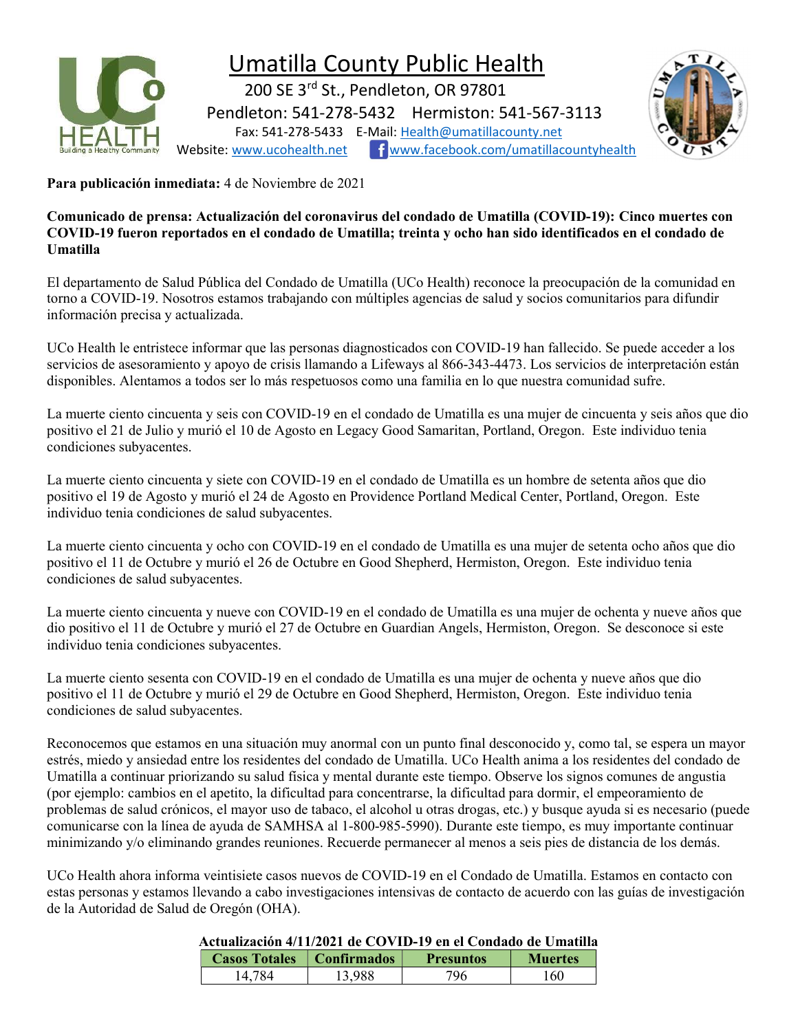# Umatilla County Public Health

200 SE 3rd St., Pendleton, OR 97801

Pendleton: 541-278-5432 Hermiston: 541-567-3113

Fax: 541-278-5433 E-Mail: Health@umatillacounty.net

Website: www.ucohealth.net www.facebook.com/umatillacountyhealth

**Para publicación inmediata:** 4 de Noviembre de 2021

**Comunicado de prensa: Actualización del coronavirus del condado de Umatilla (COVID-19): Cinco muertes con COVID-19 fueron reportados en el condado de Umatilla; treinta y ocho han sido identificados en el condado de Umatilla**

El departamento de Salud Pública del Condado de Umatilla (UCo Health) reconoce la preocupación de la comunidad en torno a COVID-19. Nosotros estamos trabajando con múltiples agencias de salud y socios comunitarios para difundir información precisa y actualizada.

UCo Health le entristece informar que las personas diagnosticados con COVID-19 han fallecido. Se puede acceder a los servicios de asesoramiento y apoyo de crisis llamando a Lifeways al 866-343-4473. Los servicios de interpretación están disponibles. Alentamos a todos ser lo más respetuosos como una familia en lo que nuestra comunidad sufre.

La muerte ciento cincuenta y seis con COVID-19 en el condado de Umatilla es una mujer de cincuenta y seis años que dio positivo el 21 de Julio y murió el 10 de Agosto en Legacy Good Samaritan, Portland, Oregon. Este individuo tenia condiciones subyacentes.

La muerte ciento cincuenta y siete con COVID-19 en el condado de Umatilla es un hombre de setenta años que dio positivo el 19 de Agosto y murió el 24 de Agosto en Providence Portland Medical Center, Portland, Oregon. Este individuo tenia condiciones de salud subyacentes.

La muerte ciento cincuenta y ocho con COVID-19 en el condado de Umatilla es una mujer de setenta ocho años que dio positivo el 11 de Octubre y murió el 26 de Octubre en Good Shepherd, Hermiston, Oregon. Este individuo tenia condiciones de salud subyacentes.

La muerte ciento cincuenta y nueve con COVID-19 en el condado de Umatilla es una mujer de ochenta y nueve años que dio positivo el 11 de Octubre y murió el 27 de Octubre en Guardian Angels, Hermiston, Oregon. Se desconoce si este individuo tenia condiciones subyacentes.

La muerte ciento sesenta con COVID-19 en el condado de Umatilla es una mujer de ochenta y nueve años que dio positivo el 11 de Octubre y murió el 29 de Octubre en Good Shepherd, Hermiston, Oregon. Este individuo tenia condiciones de salud subyacentes.

Reconocemos que estamos en una situación muy anormal con un punto final desconocido y, como tal, se espera un mayor estrés, miedo y ansiedad entre los residentes del condado de Umatilla. UCo Health anima a los residentes del condado de Umatilla a continuar priorizando su salud física y mental durante este tiempo. Observe los signos comunes de angustia (por ejemplo: cambios en el apetito, la dificultad para concentrarse, la dificultad para dormir, el empeoramiento de problemas de salud crónicos, el mayor uso de tabaco, el alcohol u otras drogas, etc.) y busque ayuda si es necesario (puede comunicarse con la línea de ayuda de SAMHSA al 1-800-985-5990). Durante este tiempo, es muy importante continuar minimizando y/o eliminando grandes reuniones. Recuerde permanecer al menos a seis pies de distancia de los demás.

UCo Health ahora informa veintisiete casos nuevos de COVID-19 en el Condado de Umatilla. Estamos en contacto con estas personas y estamos llevando a cabo investigaciones intensivas de contacto de acuerdo con las guías de investigación de la Autoridad de Salud de Oregón (OHA).

**Actualización 4/11/2021 de COVID-19 en el Condado de Umatilla**

| Casos Totales | Confirmados | Presuntos | Muertes |
|---|---|---|---|
| 14,784 | 13,988 | 796 | 160 |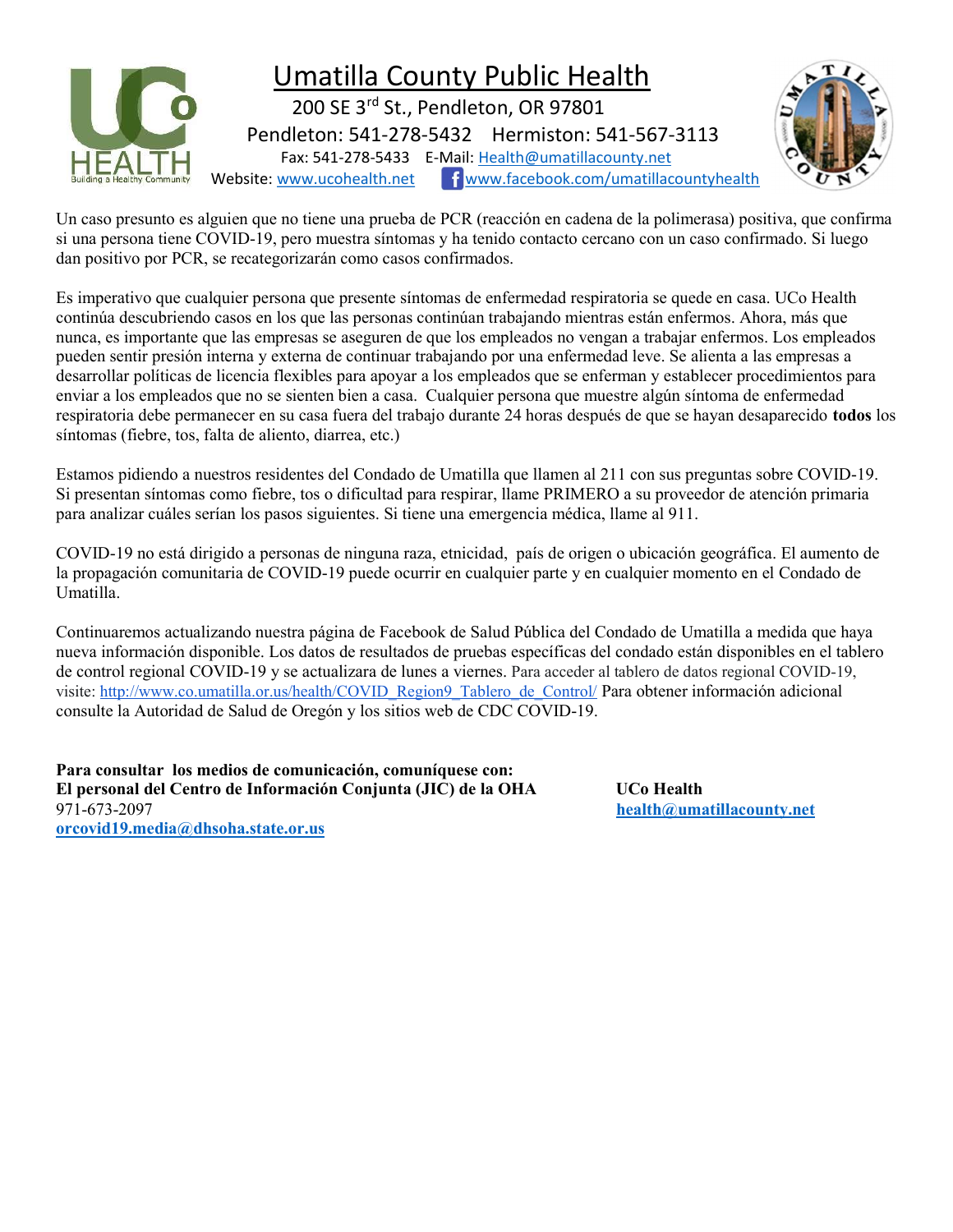# Umatilla County Public Health

200 SE 3rd St., Pendleton, OR 97801
Pendleton: 541-278-5432 Hermiston: 541-567-3113
Fax: 541-278-5433 E-Mail: Health@umatillacounty.net
Website: www.ucohealth.net www.facebook.com/umatillacountyhealth

Un caso presunto es alguien que no tiene una prueba de PCR (reacción en cadena de la polimerasa) positiva, que confirma si una persona tiene COVID-19, pero muestra síntomas y ha tenido contacto cercano con un caso confirmado. Si luego dan positivo por PCR, se recategorizarán como casos confirmados.

Es imperativo que cualquier persona que presente síntomas de enfermedad respiratoria se quede en casa. UCo Health continúa descubriendo casos en los que las personas continúan trabajando mientras están enfermos. Ahora, más que nunca, es importante que las empresas se aseguren de que los empleados no vengan a trabajar enfermos. Los empleados pueden sentir presión interna y externa de continuar trabajando por una enfermedad leve. Se alienta a las empresas a desarrollar políticas de licencia flexibles para apoyar a los empleados que se enferman y establecer procedimientos para enviar a los empleados que no se sienten bien a casa. Cualquier persona que muestre algún síntoma de enfermedad respiratoria debe permanecer en su casa fuera del trabajo durante 24 horas después de que se hayan desaparecido **todos** los síntomas (fiebre, tos, falta de aliento, diarrea, etc.)

Estamos pidiendo a nuestros residentes del Condado de Umatilla que llamen al 211 con sus preguntas sobre COVID-19. Si presentan síntomas como fiebre, tos o dificultad para respirar, llame PRIMERO a su proveedor de atención primaria para analizar cuáles serían los pasos siguientes. Si tiene una emergencia médica, llame al 911.

COVID-19 no está dirigido a personas de ninguna raza, etnicidad, país de origen o ubicación geográfica. El aumento de la propagación comunitaria de COVID-19 puede ocurrir en cualquier parte y en cualquier momento en el Condado de Umatilla.

Continuaremos actualizando nuestra página de Facebook de Salud Pública del Condado de Umatilla a medida que haya nueva información disponible. Los datos de resultados de pruebas específicas del condado están disponibles en el tablero de control regional COVID-19 y se actualizara de lunes a viernes. Para acceder al tablero de datos regional COVID-19, visite: http://www.co.umatilla.or.us/health/COVID_Region9_Tablero_de_Control/ Para obtener información adicional consulte la Autoridad de Salud de Oregón y los sitios web de CDC COVID-19.

**Para consultar los medios de comunicación, comuníquese con:**
**El personal del Centro de Información Conjunta (JIC) de la OHA**
971-673-2097
**orcovid19.media@dhsoha.state.or.us**

**UCo Health**
**health@umatillacounty.net**